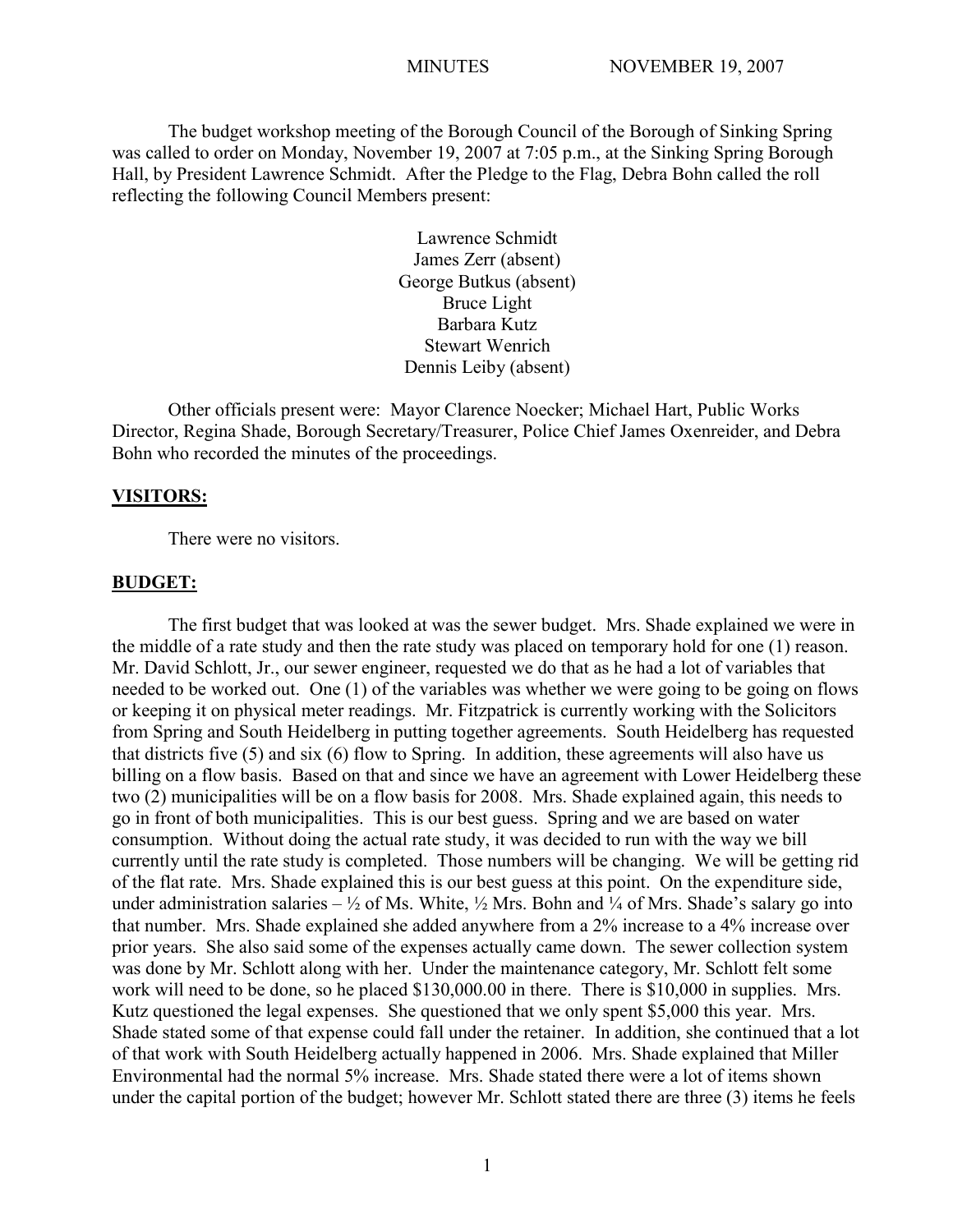The budget workshop meeting of the Borough Council of the Borough of Sinking Spring was called to order on Monday, November 19, 2007 at 7:05 p.m., at the Sinking Spring Borough Hall, by President Lawrence Schmidt. After the Pledge to the Flag, Debra Bohn called the roll reflecting the following Council Members present:

Lawrence Schmidt
James Zerr (absent)
George Butkus (absent)
Bruce Light
Barbara Kutz
Stewart Wenrich
Dennis Leiby (absent)

Other officials present were: Mayor Clarence Noecker; Michael Hart, Public Works Director, Regina Shade, Borough Secretary/Treasurer, Police Chief James Oxenreider, and Debra Bohn who recorded the minutes of the proceedings.

**VISITORS:**

There were no visitors.

**BUDGET:**

The first budget that was looked at was the sewer budget. Mrs. Shade explained we were in the middle of a rate study and then the rate study was placed on temporary hold for one (1) reason. Mr. David Schlott, Jr., our sewer engineer, requested we do that as he had a lot of variables that needed to be worked out. One (1) of the variables was whether we were going to be going on flows or keeping it on physical meter readings. Mr. Fitzpatrick is currently working with the Solicitors from Spring and South Heidelberg in putting together agreements. South Heidelberg has requested that districts five (5) and six (6) flow to Spring. In addition, these agreements will also have us billing on a flow basis. Based on that and since we have an agreement with Lower Heidelberg these two (2) municipalities will be on a flow basis for 2008. Mrs. Shade explained again, this needs to go in front of both municipalities. This is our best guess. Spring and we are based on water consumption. Without doing the actual rate study, it was decided to run with the way we bill currently until the rate study is completed. Those numbers will be changing. We will be getting rid of the flat rate. Mrs. Shade explained this is our best guess at this point. On the expenditure side, under administration salaries – ½ of Ms. White, ½ Mrs. Bohn and ¼ of Mrs. Shade's salary go into that number. Mrs. Shade explained she added anywhere from a 2% increase to a 4% increase over prior years. She also said some of the expenses actually came down. The sewer collection system was done by Mr. Schlott along with her. Under the maintenance category, Mr. Schlott felt some work will need to be done, so he placed $130,000.00 in there. There is $10,000 in supplies. Mrs. Kutz questioned the legal expenses. She questioned that we only spent $5,000 this year. Mrs. Shade stated some of that expense could fall under the retainer. In addition, she continued that a lot of that work with South Heidelberg actually happened in 2006. Mrs. Shade explained that Miller Environmental had the normal 5% increase. Mrs. Shade stated there were a lot of items shown under the capital portion of the budget; however Mr. Schlott stated there are three (3) items he feels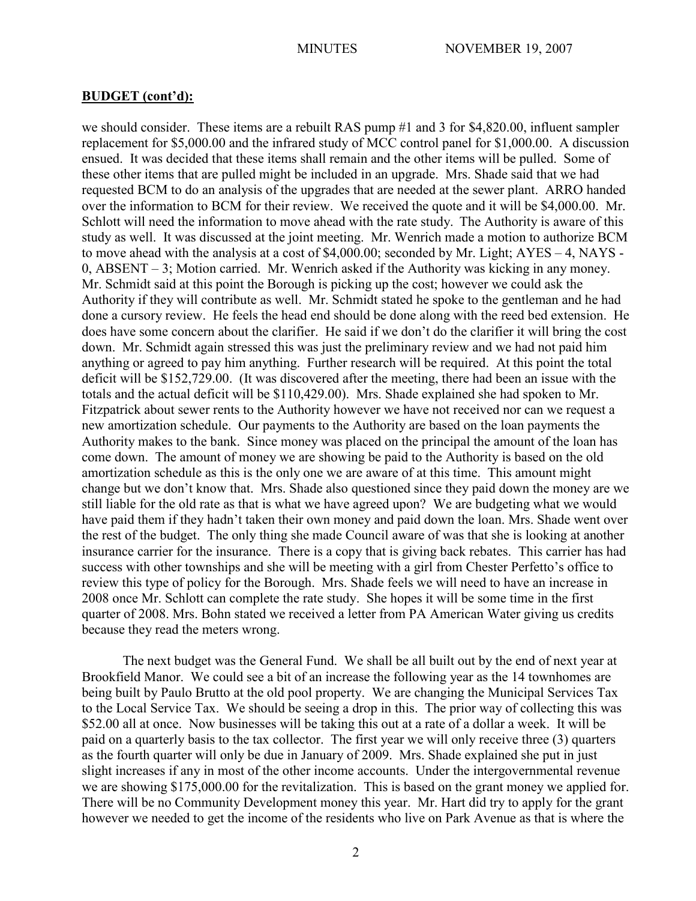## **BUDGET (cont'd):**

we should consider. These items are a rebuilt RAS pump #1 and 3 for $4,820.00, influent sampler replacement for $5,000.00 and the infrared study of MCC control panel for $1,000.00. A discussion ensued. It was decided that these items shall remain and the other items will be pulled. Some of these other items that are pulled might be included in an upgrade. Mrs. Shade said that we had requested BCM to do an analysis of the upgrades that are needed at the sewer plant. ARRO handed over the information to BCM for their review. We received the quote and it will be $4,000.00. Mr. Schlott will need the information to move ahead with the rate study. The Authority is aware of this study as well. It was discussed at the joint meeting. Mr. Wenrich made a motion to authorize BCM to move ahead with the analysis at a cost of $4,000.00; seconded by Mr. Light; AYES – 4, NAYS - 0, ABSENT – 3; Motion carried. Mr. Wenrich asked if the Authority was kicking in any money. Mr. Schmidt said at this point the Borough is picking up the cost; however we could ask the Authority if they will contribute as well. Mr. Schmidt stated he spoke to the gentleman and he had done a cursory review. He feels the head end should be done along with the reed bed extension. He does have some concern about the clarifier. He said if we don't do the clarifier it will bring the cost down. Mr. Schmidt again stressed this was just the preliminary review and we had not paid him anything or agreed to pay him anything. Further research will be required. At this point the total deficit will be $152,729.00. (It was discovered after the meeting, there had been an issue with the totals and the actual deficit will be $110,429.00). Mrs. Shade explained she had spoken to Mr. Fitzpatrick about sewer rents to the Authority however we have not received nor can we request a new amortization schedule. Our payments to the Authority are based on the loan payments the Authority makes to the bank. Since money was placed on the principal the amount of the loan has come down. The amount of money we are showing be paid to the Authority is based on the old amortization schedule as this is the only one we are aware of at this time. This amount might change but we don't know that. Mrs. Shade also questioned since they paid down the money are we still liable for the old rate as that is what we have agreed upon? We are budgeting what we would have paid them if they hadn't taken their own money and paid down the loan. Mrs. Shade went over the rest of the budget. The only thing she made Council aware of was that she is looking at another insurance carrier for the insurance. There is a copy that is giving back rebates. This carrier has had success with other townships and she will be meeting with a girl from Chester Perfetto's office to review this type of policy for the Borough. Mrs. Shade feels we will need to have an increase in 2008 once Mr. Schlott can complete the rate study. She hopes it will be some time in the first quarter of 2008. Mrs. Bohn stated we received a letter from PA American Water giving us credits because they read the meters wrong.

The next budget was the General Fund. We shall be all built out by the end of next year at Brookfield Manor. We could see a bit of an increase the following year as the 14 townhomes are being built by Paulo Brutto at the old pool property. We are changing the Municipal Services Tax to the Local Service Tax. We should be seeing a drop in this. The prior way of collecting this was $52.00 all at once. Now businesses will be taking this out at a rate of a dollar a week. It will be paid on a quarterly basis to the tax collector. The first year we will only receive three (3) quarters as the fourth quarter will only be due in January of 2009. Mrs. Shade explained she put in just slight increases if any in most of the other income accounts. Under the intergovernmental revenue we are showing $175,000.00 for the revitalization. This is based on the grant money we applied for. There will be no Community Development money this year. Mr. Hart did try to apply for the grant however we needed to get the income of the residents who live on Park Avenue as that is where the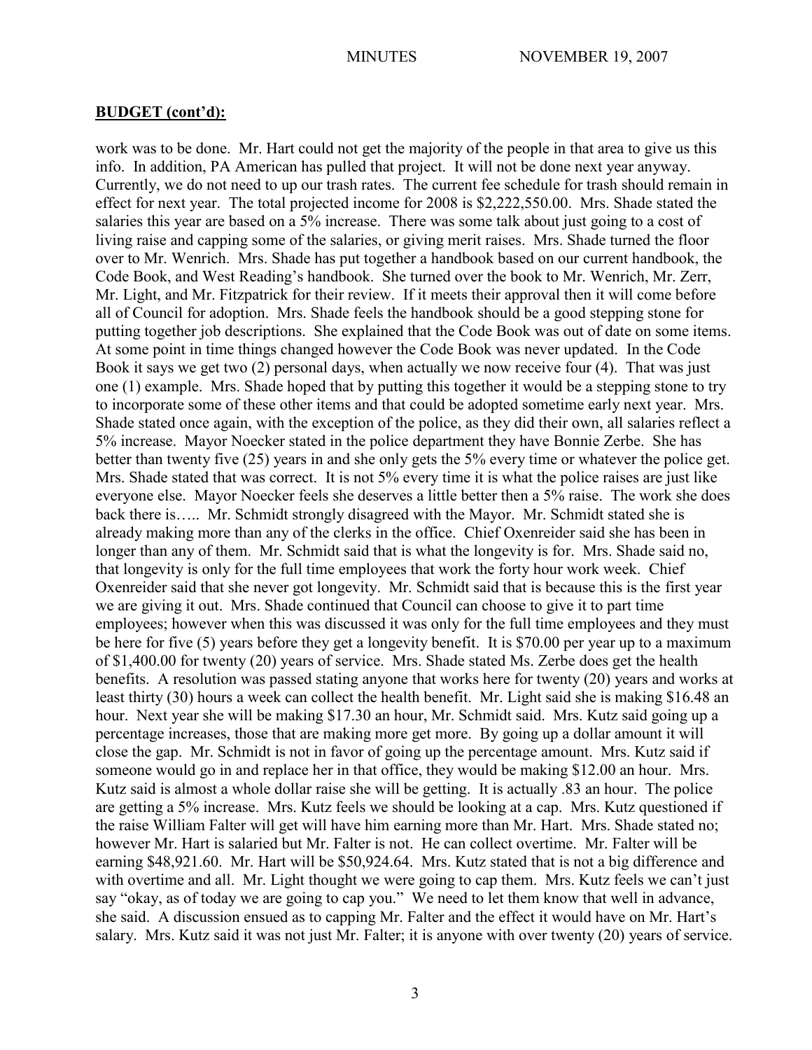**BUDGET (cont'd):**

work was to be done. Mr. Hart could not get the majority of the people in that area to give us this info. In addition, PA American has pulled that project. It will not be done next year anyway. Currently, we do not need to up our trash rates. The current fee schedule for trash should remain in effect for next year. The total projected income for 2008 is $2,222,550.00. Mrs. Shade stated the salaries this year are based on a 5% increase. There was some talk about just going to a cost of living raise and capping some of the salaries, or giving merit raises. Mrs. Shade turned the floor over to Mr. Wenrich. Mrs. Shade has put together a handbook based on our current handbook, the Code Book, and West Reading's handbook. She turned over the book to Mr. Wenrich, Mr. Zerr, Mr. Light, and Mr. Fitzpatrick for their review. If it meets their approval then it will come before all of Council for adoption. Mrs. Shade feels the handbook should be a good stepping stone for putting together job descriptions. She explained that the Code Book was out of date on some items. At some point in time things changed however the Code Book was never updated. In the Code Book it says we get two (2) personal days, when actually we now receive four (4). That was just one (1) example. Mrs. Shade hoped that by putting this together it would be a stepping stone to try to incorporate some of these other items and that could be adopted sometime early next year. Mrs. Shade stated once again, with the exception of the police, as they did their own, all salaries reflect a 5% increase. Mayor Noecker stated in the police department they have Bonnie Zerbe. She has better than twenty five (25) years in and she only gets the 5% every time or whatever the police get. Mrs. Shade stated that was correct. It is not 5% every time it is what the police raises are just like everyone else. Mayor Noecker feels she deserves a little better then a 5% raise. The work she does back there is….. Mr. Schmidt strongly disagreed with the Mayor. Mr. Schmidt stated she is already making more than any of the clerks in the office. Chief Oxenreider said she has been in longer than any of them. Mr. Schmidt said that is what the longevity is for. Mrs. Shade said no, that longevity is only for the full time employees that work the forty hour work week. Chief Oxenreider said that she never got longevity. Mr. Schmidt said that is because this is the first year we are giving it out. Mrs. Shade continued that Council can choose to give it to part time employees; however when this was discussed it was only for the full time employees and they must be here for five (5) years before they get a longevity benefit. It is $70.00 per year up to a maximum of $1,400.00 for twenty (20) years of service. Mrs. Shade stated Ms. Zerbe does get the health benefits. A resolution was passed stating anyone that works here for twenty (20) years and works at least thirty (30) hours a week can collect the health benefit. Mr. Light said she is making $16.48 an hour. Next year she will be making $17.30 an hour, Mr. Schmidt said. Mrs. Kutz said going up a percentage increases, those that are making more get more. By going up a dollar amount it will close the gap. Mr. Schmidt is not in favor of going up the percentage amount. Mrs. Kutz said if someone would go in and replace her in that office, they would be making $12.00 an hour. Mrs. Kutz said is almost a whole dollar raise she will be getting. It is actually .83 an hour. The police are getting a 5% increase. Mrs. Kutz feels we should be looking at a cap. Mrs. Kutz questioned if the raise William Falter will get will have him earning more than Mr. Hart. Mrs. Shade stated no; however Mr. Hart is salaried but Mr. Falter is not. He can collect overtime. Mr. Falter will be earning $48,921.60. Mr. Hart will be $50,924.64. Mrs. Kutz stated that is not a big difference and with overtime and all. Mr. Light thought we were going to cap them. Mrs. Kutz feels we can't just say "okay, as of today we are going to cap you." We need to let them know that well in advance, she said. A discussion ensued as to capping Mr. Falter and the effect it would have on Mr. Hart's salary. Mrs. Kutz said it was not just Mr. Falter; it is anyone with over twenty (20) years of service.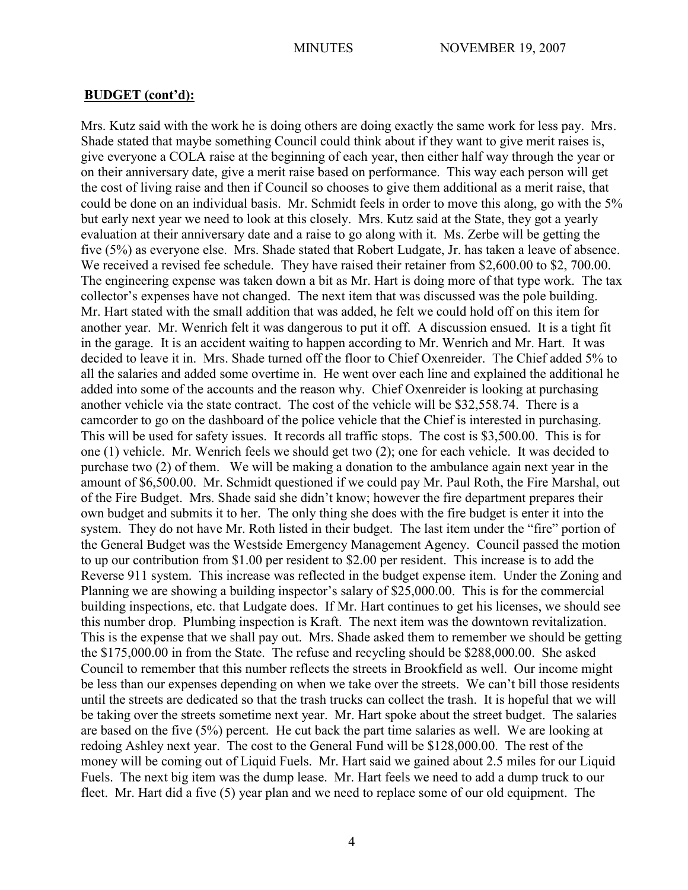**BUDGET (cont'd):**

Mrs. Kutz said with the work he is doing others are doing exactly the same work for less pay. Mrs. Shade stated that maybe something Council could think about if they want to give merit raises is, give everyone a COLA raise at the beginning of each year, then either half way through the year or on their anniversary date, give a merit raise based on performance. This way each person will get the cost of living raise and then if Council so chooses to give them additional as a merit raise, that could be done on an individual basis. Mr. Schmidt feels in order to move this along, go with the 5% but early next year we need to look at this closely. Mrs. Kutz said at the State, they got a yearly evaluation at their anniversary date and a raise to go along with it. Ms. Zerbe will be getting the five (5%) as everyone else. Mrs. Shade stated that Robert Ludgate, Jr. has taken a leave of absence. We received a revised fee schedule. They have raised their retainer from $2,600.00 to $2, 700.00. The engineering expense was taken down a bit as Mr. Hart is doing more of that type work. The tax collector's expenses have not changed. The next item that was discussed was the pole building. Mr. Hart stated with the small addition that was added, he felt we could hold off on this item for another year. Mr. Wenrich felt it was dangerous to put it off. A discussion ensued. It is a tight fit in the garage. It is an accident waiting to happen according to Mr. Wenrich and Mr. Hart. It was decided to leave it in. Mrs. Shade turned off the floor to Chief Oxenreider. The Chief added 5% to all the salaries and added some overtime in. He went over each line and explained the additional he added into some of the accounts and the reason why. Chief Oxenreider is looking at purchasing another vehicle via the state contract. The cost of the vehicle will be $32,558.74. There is a camcorder to go on the dashboard of the police vehicle that the Chief is interested in purchasing. This will be used for safety issues. It records all traffic stops. The cost is $3,500.00. This is for one (1) vehicle. Mr. Wenrich feels we should get two (2); one for each vehicle. It was decided to purchase two (2) of them. We will be making a donation to the ambulance again next year in the amount of $6,500.00. Mr. Schmidt questioned if we could pay Mr. Paul Roth, the Fire Marshal, out of the Fire Budget. Mrs. Shade said she didn't know; however the fire department prepares their own budget and submits it to her. The only thing she does with the fire budget is enter it into the system. They do not have Mr. Roth listed in their budget. The last item under the "fire" portion of the General Budget was the Westside Emergency Management Agency. Council passed the motion to up our contribution from $1.00 per resident to $2.00 per resident. This increase is to add the Reverse 911 system. This increase was reflected in the budget expense item. Under the Zoning and Planning we are showing a building inspector's salary of $25,000.00. This is for the commercial building inspections, etc. that Ludgate does. If Mr. Hart continues to get his licenses, we should see this number drop. Plumbing inspection is Kraft. The next item was the downtown revitalization. This is the expense that we shall pay out. Mrs. Shade asked them to remember we should be getting the $175,000.00 in from the State. The refuse and recycling should be $288,000.00. She asked Council to remember that this number reflects the streets in Brookfield as well. Our income might be less than our expenses depending on when we take over the streets. We can't bill those residents until the streets are dedicated so that the trash trucks can collect the trash. It is hopeful that we will be taking over the streets sometime next year. Mr. Hart spoke about the street budget. The salaries are based on the five (5%) percent. He cut back the part time salaries as well. We are looking at redoing Ashley next year. The cost to the General Fund will be $128,000.00. The rest of the money will be coming out of Liquid Fuels. Mr. Hart said we gained about 2.5 miles for our Liquid Fuels. The next big item was the dump lease. Mr. Hart feels we need to add a dump truck to our fleet. Mr. Hart did a five (5) year plan and we need to replace some of our old equipment. The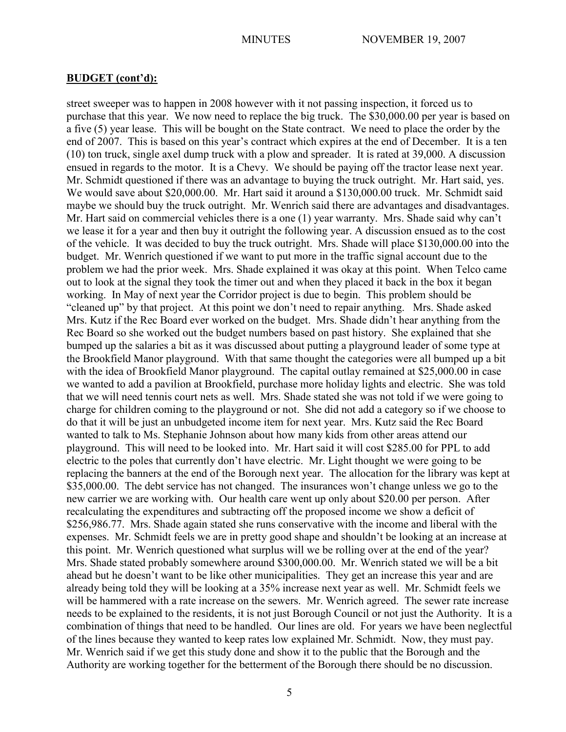**BUDGET (cont'd):**

street sweeper was to happen in 2008 however with it not passing inspection, it forced us to purchase that this year. We now need to replace the big truck. The $30,000.00 per year is based on a five (5) year lease. This will be bought on the State contract. We need to place the order by the end of 2007. This is based on this year's contract which expires at the end of December. It is a ten (10) ton truck, single axel dump truck with a plow and spreader. It is rated at 39,000. A discussion ensued in regards to the motor. It is a Chevy. We should be paying off the tractor lease next year. Mr. Schmidt questioned if there was an advantage to buying the truck outright. Mr. Hart said, yes. We would save about $20,000.00. Mr. Hart said it around a $130,000.00 truck. Mr. Schmidt said maybe we should buy the truck outright. Mr. Wenrich said there are advantages and disadvantages. Mr. Hart said on commercial vehicles there is a one (1) year warranty. Mrs. Shade said why can't we lease it for a year and then buy it outright the following year. A discussion ensued as to the cost of the vehicle. It was decided to buy the truck outright. Mrs. Shade will place $130,000.00 into the budget. Mr. Wenrich questioned if we want to put more in the traffic signal account due to the problem we had the prior week. Mrs. Shade explained it was okay at this point. When Telco came out to look at the signal they took the timer out and when they placed it back in the box it began working. In May of next year the Corridor project is due to begin. This problem should be "cleaned up" by that project. At this point we don't need to repair anything. Mrs. Shade asked Mrs. Kutz if the Rec Board ever worked on the budget. Mrs. Shade didn't hear anything from the Rec Board so she worked out the budget numbers based on past history. She explained that she bumped up the salaries a bit as it was discussed about putting a playground leader of some type at the Brookfield Manor playground. With that same thought the categories were all bumped up a bit with the idea of Brookfield Manor playground. The capital outlay remained at $25,000.00 in case we wanted to add a pavilion at Brookfield, purchase more holiday lights and electric. She was told that we will need tennis court nets as well. Mrs. Shade stated she was not told if we were going to charge for children coming to the playground or not. She did not add a category so if we choose to do that it will be just an unbudgeted income item for next year. Mrs. Kutz said the Rec Board wanted to talk to Ms. Stephanie Johnson about how many kids from other areas attend our playground. This will need to be looked into. Mr. Hart said it will cost $285.00 for PPL to add electric to the poles that currently don't have electric. Mr. Light thought we were going to be replacing the banners at the end of the Borough next year. The allocation for the library was kept at $35,000.00. The debt service has not changed. The insurances won't change unless we go to the new carrier we are working with. Our health care went up only about $20.00 per person. After recalculating the expenditures and subtracting off the proposed income we show a deficit of $256,986.77. Mrs. Shade again stated she runs conservative with the income and liberal with the expenses. Mr. Schmidt feels we are in pretty good shape and shouldn't be looking at an increase at this point. Mr. Wenrich questioned what surplus will we be rolling over at the end of the year? Mrs. Shade stated probably somewhere around $300,000.00. Mr. Wenrich stated we will be a bit ahead but he doesn't want to be like other municipalities. They get an increase this year and are already being told they will be looking at a 35% increase next year as well. Mr. Schmidt feels we will be hammered with a rate increase on the sewers. Mr. Wenrich agreed. The sewer rate increase needs to be explained to the residents, it is not just Borough Council or not just the Authority. It is a combination of things that need to be handled. Our lines are old. For years we have been neglectful of the lines because they wanted to keep rates low explained Mr. Schmidt. Now, they must pay. Mr. Wenrich said if we get this study done and show it to the public that the Borough and the Authority are working together for the betterment of the Borough there should be no discussion.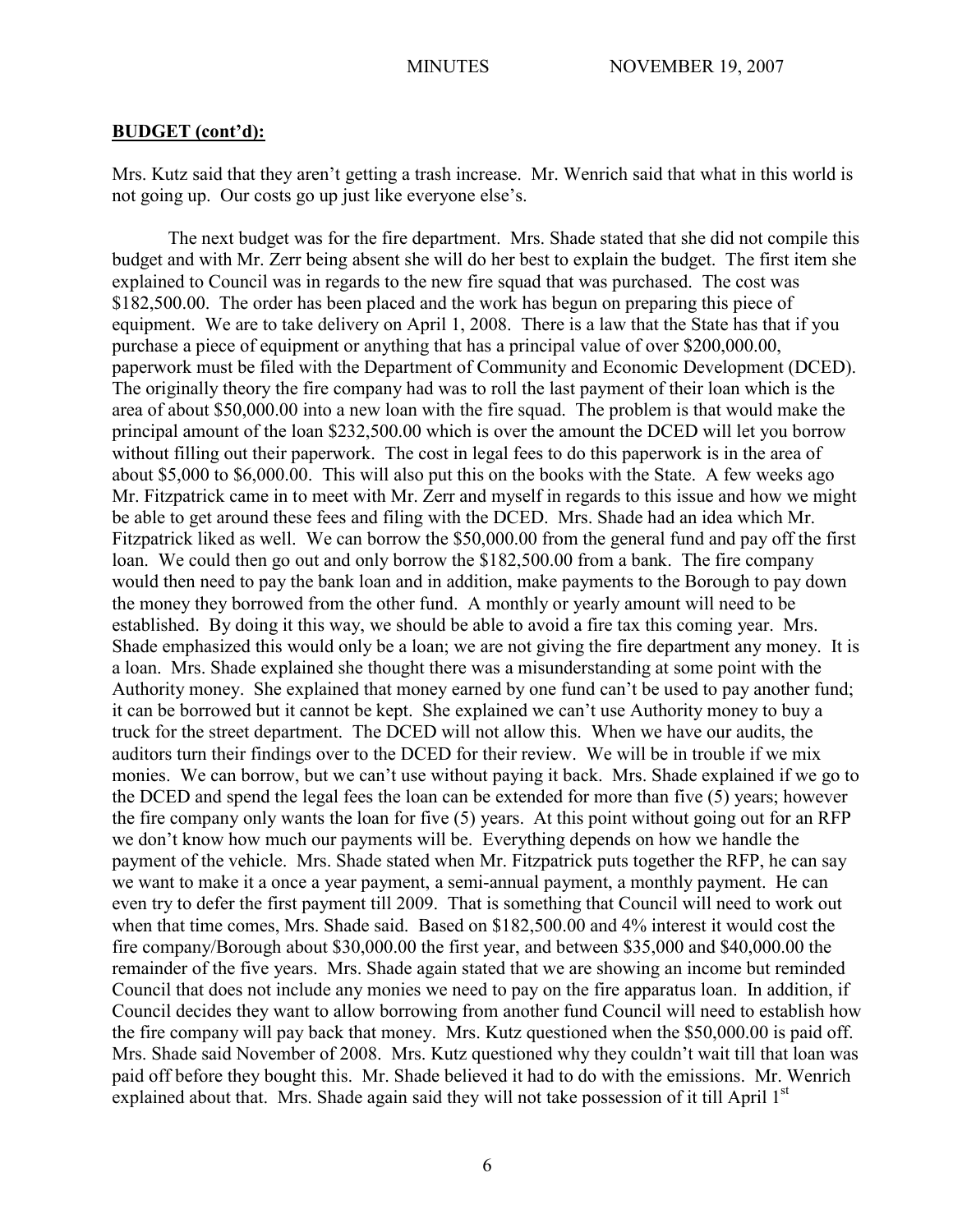**BUDGET (cont'd):**

Mrs. Kutz said that they aren't getting a trash increase. Mr. Wenrich said that what in this world is not going up. Our costs go up just like everyone else's.

The next budget was for the fire department. Mrs. Shade stated that she did not compile this budget and with Mr. Zerr being absent she will do her best to explain the budget. The first item she explained to Council was in regards to the new fire squad that was purchased. The cost was $182,500.00. The order has been placed and the work has begun on preparing this piece of equipment. We are to take delivery on April 1, 2008. There is a law that the State has that if you purchase a piece of equipment or anything that has a principal value of over $200,000.00, paperwork must be filed with the Department of Community and Economic Development (DCED). The originally theory the fire company had was to roll the last payment of their loan which is the area of about $50,000.00 into a new loan with the fire squad. The problem is that would make the principal amount of the loan $232,500.00 which is over the amount the DCED will let you borrow without filling out their paperwork. The cost in legal fees to do this paperwork is in the area of about $5,000 to $6,000.00. This will also put this on the books with the State. A few weeks ago Mr. Fitzpatrick came in to meet with Mr. Zerr and myself in regards to this issue and how we might be able to get around these fees and filing with the DCED. Mrs. Shade had an idea which Mr. Fitzpatrick liked as well. We can borrow the $50,000.00 from the general fund and pay off the first loan. We could then go out and only borrow the $182,500.00 from a bank. The fire company would then need to pay the bank loan and in addition, make payments to the Borough to pay down the money they borrowed from the other fund. A monthly or yearly amount will need to be established. By doing it this way, we should be able to avoid a fire tax this coming year. Mrs. Shade emphasized this would only be a loan; we are not giving the fire department any money. It is a loan. Mrs. Shade explained she thought there was a misunderstanding at some point with the Authority money. She explained that money earned by one fund can't be used to pay another fund; it can be borrowed but it cannot be kept. She explained we can't use Authority money to buy a truck for the street department. The DCED will not allow this. When we have our audits, the auditors turn their findings over to the DCED for their review. We will be in trouble if we mix monies. We can borrow, but we can't use without paying it back. Mrs. Shade explained if we go to the DCED and spend the legal fees the loan can be extended for more than five (5) years; however the fire company only wants the loan for five (5) years. At this point without going out for an RFP we don't know how much our payments will be. Everything depends on how we handle the payment of the vehicle. Mrs. Shade stated when Mr. Fitzpatrick puts together the RFP, he can say we want to make it a once a year payment, a semi-annual payment, a monthly payment. He can even try to defer the first payment till 2009. That is something that Council will need to work out when that time comes, Mrs. Shade said. Based on $182,500.00 and 4% interest it would cost the fire company/Borough about $30,000.00 the first year, and between $35,000 and $40,000.00 the remainder of the five years. Mrs. Shade again stated that we are showing an income but reminded Council that does not include any monies we need to pay on the fire apparatus loan. In addition, if Council decides they want to allow borrowing from another fund Council will need to establish how the fire company will pay back that money. Mrs. Kutz questioned when the $50,000.00 is paid off. Mrs. Shade said November of 2008. Mrs. Kutz questioned why they couldn't wait till that loan was paid off before they bought this. Mr. Shade believed it had to do with the emissions. Mr. Wenrich explained about that. Mrs. Shade again said they will not take possession of it till April 1st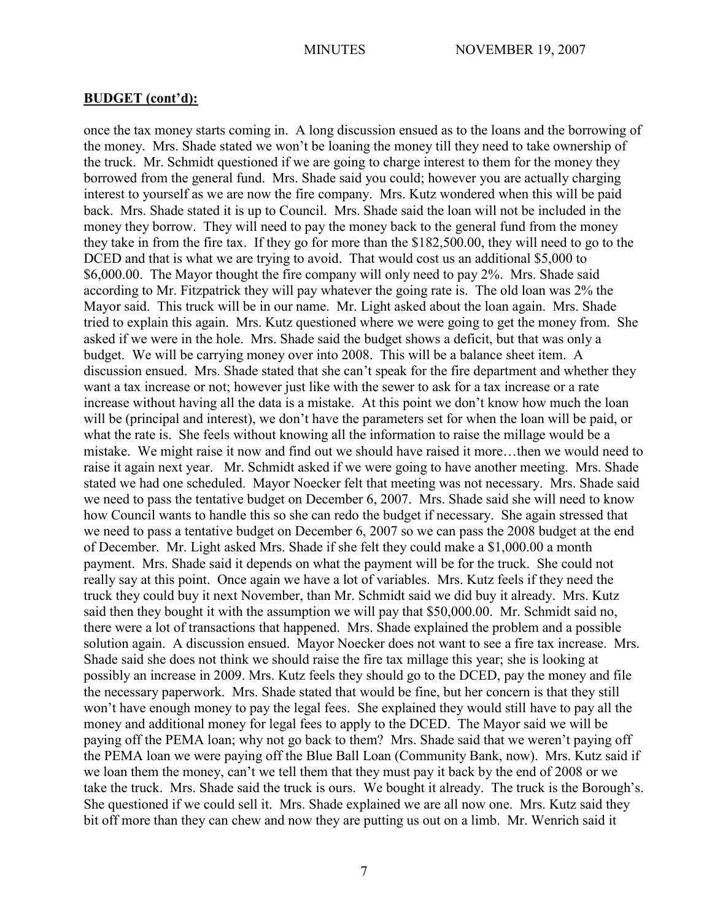## **BUDGET (cont'd):**

once the tax money starts coming in. A long discussion ensued as to the loans and the borrowing of the money. Mrs. Shade stated we won't be loaning the money till they need to take ownership of the truck. Mr. Schmidt questioned if we are going to charge interest to them for the money they borrowed from the general fund. Mrs. Shade said you could; however you are actually charging interest to yourself as we are now the fire company. Mrs. Kutz wondered when this will be paid back. Mrs. Shade stated it is up to Council. Mrs. Shade said the loan will not be included in the money they borrow. They will need to pay the money back to the general fund from the money they take in from the fire tax. If they go for more than the $182,500.00, they will need to go to the DCED and that is what we are trying to avoid. That would cost us an additional $5,000 to $6,000.00. The Mayor thought the fire company will only need to pay 2%. Mrs. Shade said according to Mr. Fitzpatrick they will pay whatever the going rate is. The old loan was 2% the Mayor said. This truck will be in our name. Mr. Light asked about the loan again. Mrs. Shade tried to explain this again. Mrs. Kutz questioned where we were going to get the money from. She asked if we were in the hole. Mrs. Shade said the budget shows a deficit, but that was only a budget. We will be carrying money over into 2008. This will be a balance sheet item. A discussion ensued. Mrs. Shade stated that she can't speak for the fire department and whether they want a tax increase or not; however just like with the sewer to ask for a tax increase or a rate increase without having all the data is a mistake. At this point we don't know how much the loan will be (principal and interest), we don't have the parameters set for when the loan will be paid, or what the rate is. She feels without knowing all the information to raise the millage would be a mistake. We might raise it now and find out we should have raised it more…then we would need to raise it again next year. Mr. Schmidt asked if we were going to have another meeting. Mrs. Shade stated we had one scheduled. Mayor Noecker felt that meeting was not necessary. Mrs. Shade said we need to pass the tentative budget on December 6, 2007. Mrs. Shade said she will need to know how Council wants to handle this so she can redo the budget if necessary. She again stressed that we need to pass a tentative budget on December 6, 2007 so we can pass the 2008 budget at the end of December. Mr. Light asked Mrs. Shade if she felt they could make a $1,000.00 a month payment. Mrs. Shade said it depends on what the payment will be for the truck. She could not really say at this point. Once again we have a lot of variables. Mrs. Kutz feels if they need the truck they could buy it next November, than Mr. Schmidt said we did buy it already. Mrs. Kutz said then they bought it with the assumption we will pay that $50,000.00. Mr. Schmidt said no, there were a lot of transactions that happened. Mrs. Shade explained the problem and a possible solution again. A discussion ensued. Mayor Noecker does not want to see a fire tax increase. Mrs. Shade said she does not think we should raise the fire tax millage this year; she is looking at possibly an increase in 2009. Mrs. Kutz feels they should go to the DCED, pay the money and file the necessary paperwork. Mrs. Shade stated that would be fine, but her concern is that they still won't have enough money to pay the legal fees. She explained they would still have to pay all the money and additional money for legal fees to apply to the DCED. The Mayor said we will be paying off the PEMA loan; why not go back to them? Mrs. Shade said that we weren't paying off the PEMA loan we were paying off the Blue Ball Loan (Community Bank, now). Mrs. Kutz said if we loan them the money, can't we tell them that they must pay it back by the end of 2008 or we take the truck. Mrs. Shade said the truck is ours. We bought it already. The truck is the Borough's. She questioned if we could sell it. Mrs. Shade explained we are all now one. Mrs. Kutz said they bit off more than they can chew and now they are putting us out on a limb. Mr. Wenrich said it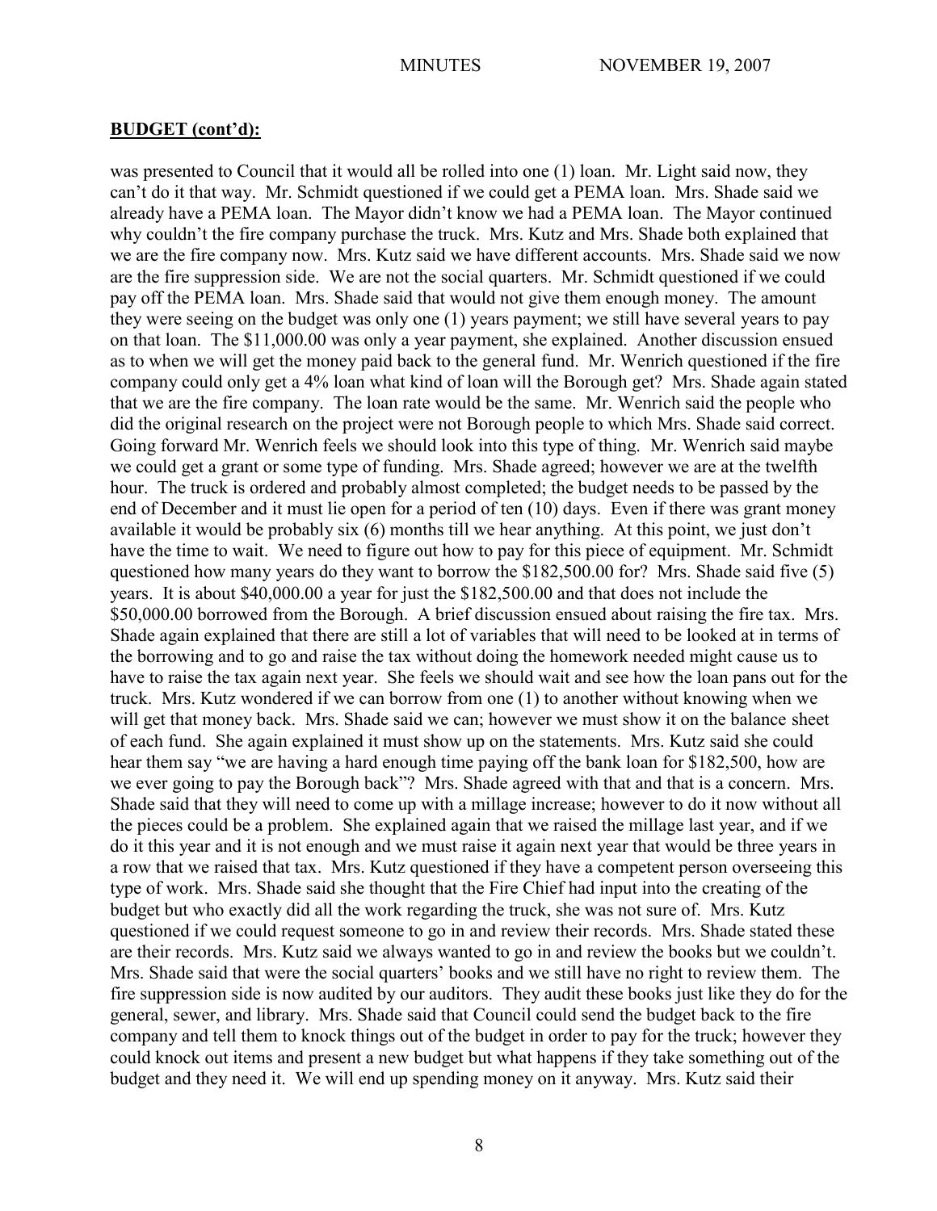**BUDGET (cont'd):**

was presented to Council that it would all be rolled into one (1) loan. Mr. Light said now, they can't do it that way. Mr. Schmidt questioned if we could get a PEMA loan. Mrs. Shade said we already have a PEMA loan. The Mayor didn't know we had a PEMA loan. The Mayor continued why couldn't the fire company purchase the truck. Mrs. Kutz and Mrs. Shade both explained that we are the fire company now. Mrs. Kutz said we have different accounts. Mrs. Shade said we now are the fire suppression side. We are not the social quarters. Mr. Schmidt questioned if we could pay off the PEMA loan. Mrs. Shade said that would not give them enough money. The amount they were seeing on the budget was only one (1) years payment; we still have several years to pay on that loan. The $11,000.00 was only a year payment, she explained. Another discussion ensued as to when we will get the money paid back to the general fund. Mr. Wenrich questioned if the fire company could only get a 4% loan what kind of loan will the Borough get? Mrs. Shade again stated that we are the fire company. The loan rate would be the same. Mr. Wenrich said the people who did the original research on the project were not Borough people to which Mrs. Shade said correct. Going forward Mr. Wenrich feels we should look into this type of thing. Mr. Wenrich said maybe we could get a grant or some type of funding. Mrs. Shade agreed; however we are at the twelfth hour. The truck is ordered and probably almost completed; the budget needs to be passed by the end of December and it must lie open for a period of ten (10) days. Even if there was grant money available it would be probably six (6) months till we hear anything. At this point, we just don't have the time to wait. We need to figure out how to pay for this piece of equipment. Mr. Schmidt questioned how many years do they want to borrow the $182,500.00 for? Mrs. Shade said five (5) years. It is about $40,000.00 a year for just the $182,500.00 and that does not include the $50,000.00 borrowed from the Borough. A brief discussion ensued about raising the fire tax. Mrs. Shade again explained that there are still a lot of variables that will need to be looked at in terms of the borrowing and to go and raise the tax without doing the homework needed might cause us to have to raise the tax again next year. She feels we should wait and see how the loan pans out for the truck. Mrs. Kutz wondered if we can borrow from one (1) to another without knowing when we will get that money back. Mrs. Shade said we can; however we must show it on the balance sheet of each fund. She again explained it must show up on the statements. Mrs. Kutz said she could hear them say "we are having a hard enough time paying off the bank loan for $182,500, how are we ever going to pay the Borough back"? Mrs. Shade agreed with that and that is a concern. Mrs. Shade said that they will need to come up with a millage increase; however to do it now without all the pieces could be a problem. She explained again that we raised the millage last year, and if we do it this year and it is not enough and we must raise it again next year that would be three years in a row that we raised that tax. Mrs. Kutz questioned if they have a competent person overseeing this type of work. Mrs. Shade said she thought that the Fire Chief had input into the creating of the budget but who exactly did all the work regarding the truck, she was not sure of. Mrs. Kutz questioned if we could request someone to go in and review their records. Mrs. Shade stated these are their records. Mrs. Kutz said we always wanted to go in and review the books but we couldn't. Mrs. Shade said that were the social quarters' books and we still have no right to review them. The fire suppression side is now audited by our auditors. They audit these books just like they do for the general, sewer, and library. Mrs. Shade said that Council could send the budget back to the fire company and tell them to knock things out of the budget in order to pay for the truck; however they could knock out items and present a new budget but what happens if they take something out of the budget and they need it. We will end up spending money on it anyway. Mrs. Kutz said their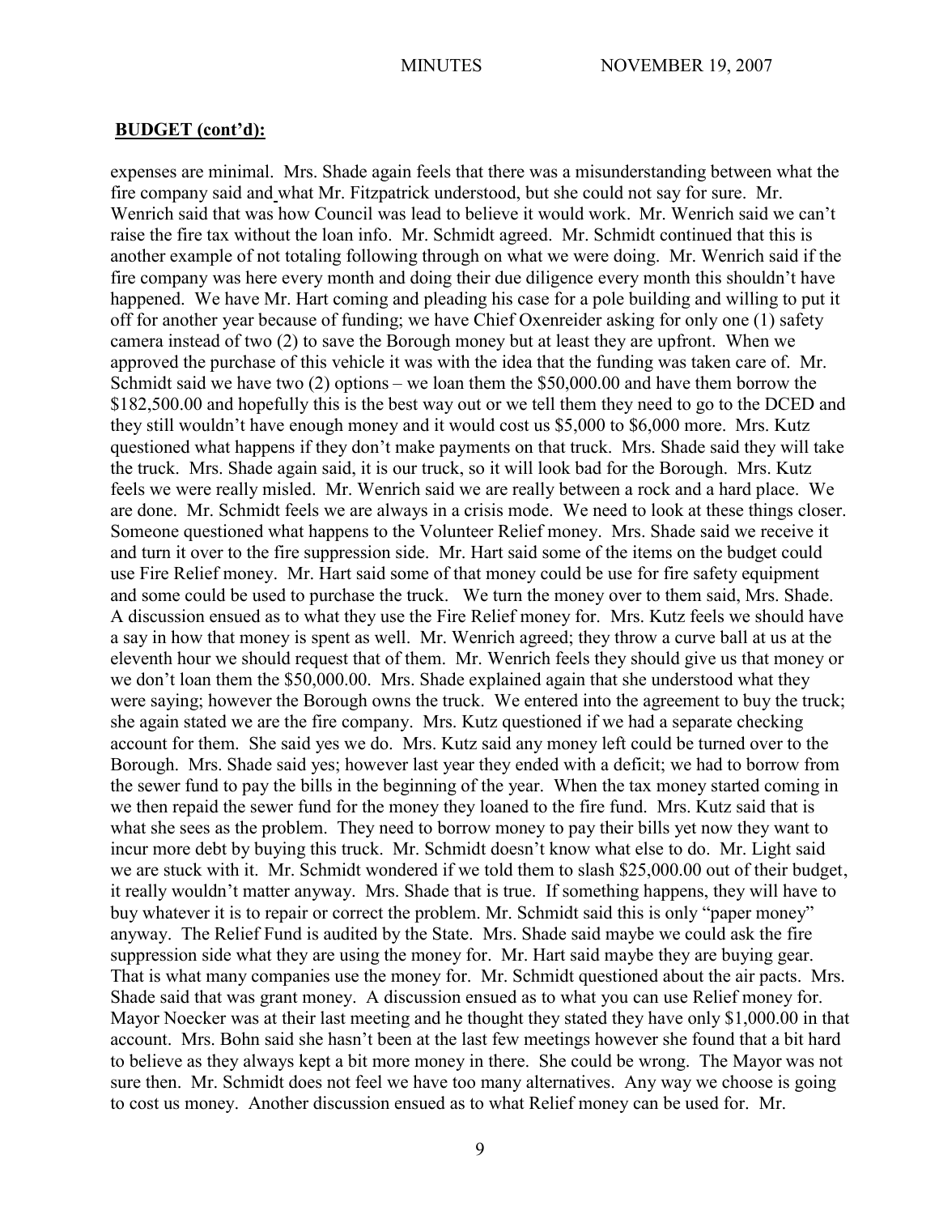**BUDGET (cont'd):**

expenses are minimal. Mrs. Shade again feels that there was a misunderstanding between what the fire company said and what Mr. Fitzpatrick understood, but she could not say for sure. Mr. Wenrich said that was how Council was lead to believe it would work. Mr. Wenrich said we can't raise the fire tax without the loan info. Mr. Schmidt agreed. Mr. Schmidt continued that this is another example of not totaling following through on what we were doing. Mr. Wenrich said if the fire company was here every month and doing their due diligence every month this shouldn't have happened. We have Mr. Hart coming and pleading his case for a pole building and willing to put it off for another year because of funding; we have Chief Oxenreider asking for only one (1) safety camera instead of two (2) to save the Borough money but at least they are upfront. When we approved the purchase of this vehicle it was with the idea that the funding was taken care of. Mr. Schmidt said we have two (2) options – we loan them the $50,000.00 and have them borrow the $182,500.00 and hopefully this is the best way out or we tell them they need to go to the DCED and they still wouldn't have enough money and it would cost us $5,000 to $6,000 more. Mrs. Kutz questioned what happens if they don't make payments on that truck. Mrs. Shade said they will take the truck. Mrs. Shade again said, it is our truck, so it will look bad for the Borough. Mrs. Kutz feels we were really misled. Mr. Wenrich said we are really between a rock and a hard place. We are done. Mr. Schmidt feels we are always in a crisis mode. We need to look at these things closer. Someone questioned what happens to the Volunteer Relief money. Mrs. Shade said we receive it and turn it over to the fire suppression side. Mr. Hart said some of the items on the budget could use Fire Relief money. Mr. Hart said some of that money could be use for fire safety equipment and some could be used to purchase the truck. We turn the money over to them said, Mrs. Shade. A discussion ensued as to what they use the Fire Relief money for. Mrs. Kutz feels we should have a say in how that money is spent as well. Mr. Wenrich agreed; they throw a curve ball at us at the eleventh hour we should request that of them. Mr. Wenrich feels they should give us that money or we don't loan them the $50,000.00. Mrs. Shade explained again that she understood what they were saying; however the Borough owns the truck. We entered into the agreement to buy the truck; she again stated we are the fire company. Mrs. Kutz questioned if we had a separate checking account for them. She said yes we do. Mrs. Kutz said any money left could be turned over to the Borough. Mrs. Shade said yes; however last year they ended with a deficit; we had to borrow from the sewer fund to pay the bills in the beginning of the year. When the tax money started coming in we then repaid the sewer fund for the money they loaned to the fire fund. Mrs. Kutz said that is what she sees as the problem. They need to borrow money to pay their bills yet now they want to incur more debt by buying this truck. Mr. Schmidt doesn't know what else to do. Mr. Light said we are stuck with it. Mr. Schmidt wondered if we told them to slash $25,000.00 out of their budget, it really wouldn't matter anyway. Mrs. Shade that is true. If something happens, they will have to buy whatever it is to repair or correct the problem. Mr. Schmidt said this is only "paper money" anyway. The Relief Fund is audited by the State. Mrs. Shade said maybe we could ask the fire suppression side what they are using the money for. Mr. Hart said maybe they are buying gear. That is what many companies use the money for. Mr. Schmidt questioned about the air pacts. Mrs. Shade said that was grant money. A discussion ensued as to what you can use Relief money for. Mayor Noecker was at their last meeting and he thought they stated they have only $1,000.00 in that account. Mrs. Bohn said she hasn't been at the last few meetings however she found that a bit hard to believe as they always kept a bit more money in there. She could be wrong. The Mayor was not sure then. Mr. Schmidt does not feel we have too many alternatives. Any way we choose is going to cost us money. Another discussion ensued as to what Relief money can be used for. Mr.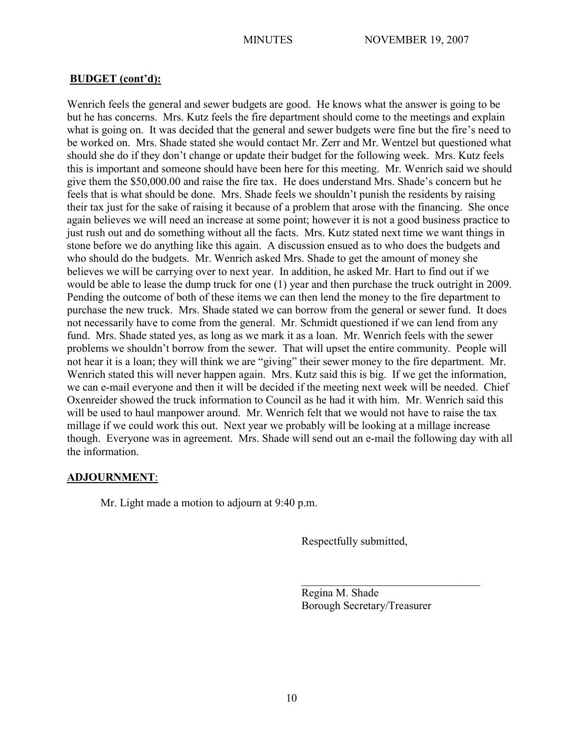**BUDGET (cont'd):**

Wenrich feels the general and sewer budgets are good. He knows what the answer is going to be but he has concerns. Mrs. Kutz feels the fire department should come to the meetings and explain what is going on. It was decided that the general and sewer budgets were fine but the fire's need to be worked on. Mrs. Shade stated she would contact Mr. Zerr and Mr. Wentzel but questioned what should she do if they don't change or update their budget for the following week. Mrs. Kutz feels this is important and someone should have been here for this meeting. Mr. Wenrich said we should give them the $50,000.00 and raise the fire tax. He does understand Mrs. Shade's concern but he feels that is what should be done. Mrs. Shade feels we shouldn't punish the residents by raising their tax just for the sake of raising it because of a problem that arose with the financing. She once again believes we will need an increase at some point; however it is not a good business practice to just rush out and do something without all the facts. Mrs. Kutz stated next time we want things in stone before we do anything like this again. A discussion ensued as to who does the budgets and who should do the budgets. Mr. Wenrich asked Mrs. Shade to get the amount of money she believes we will be carrying over to next year. In addition, he asked Mr. Hart to find out if we would be able to lease the dump truck for one (1) year and then purchase the truck outright in 2009. Pending the outcome of both of these items we can then lend the money to the fire department to purchase the new truck. Mrs. Shade stated we can borrow from the general or sewer fund. It does not necessarily have to come from the general. Mr. Schmidt questioned if we can lend from any fund. Mrs. Shade stated yes, as long as we mark it as a loan. Mr. Wenrich feels with the sewer problems we shouldn't borrow from the sewer. That will upset the entire community. People will not hear it is a loan; they will think we are "giving" their sewer money to the fire department. Mr. Wenrich stated this will never happen again. Mrs. Kutz said this is big. If we get the information, we can e-mail everyone and then it will be decided if the meeting next week will be needed. Chief Oxenreider showed the truck information to Council as he had it with him. Mr. Wenrich said this will be used to haul manpower around. Mr. Wenrich felt that we would not have to raise the tax millage if we could work this out. Next year we probably will be looking at a millage increase though. Everyone was in agreement. Mrs. Shade will send out an e-mail the following day with all the information.

**ADJOURNMENT**:

Mr. Light made a motion to adjourn at 9:40 p.m.

Respectfully submitted,

Regina M. Shade
Borough Secretary/Treasurer